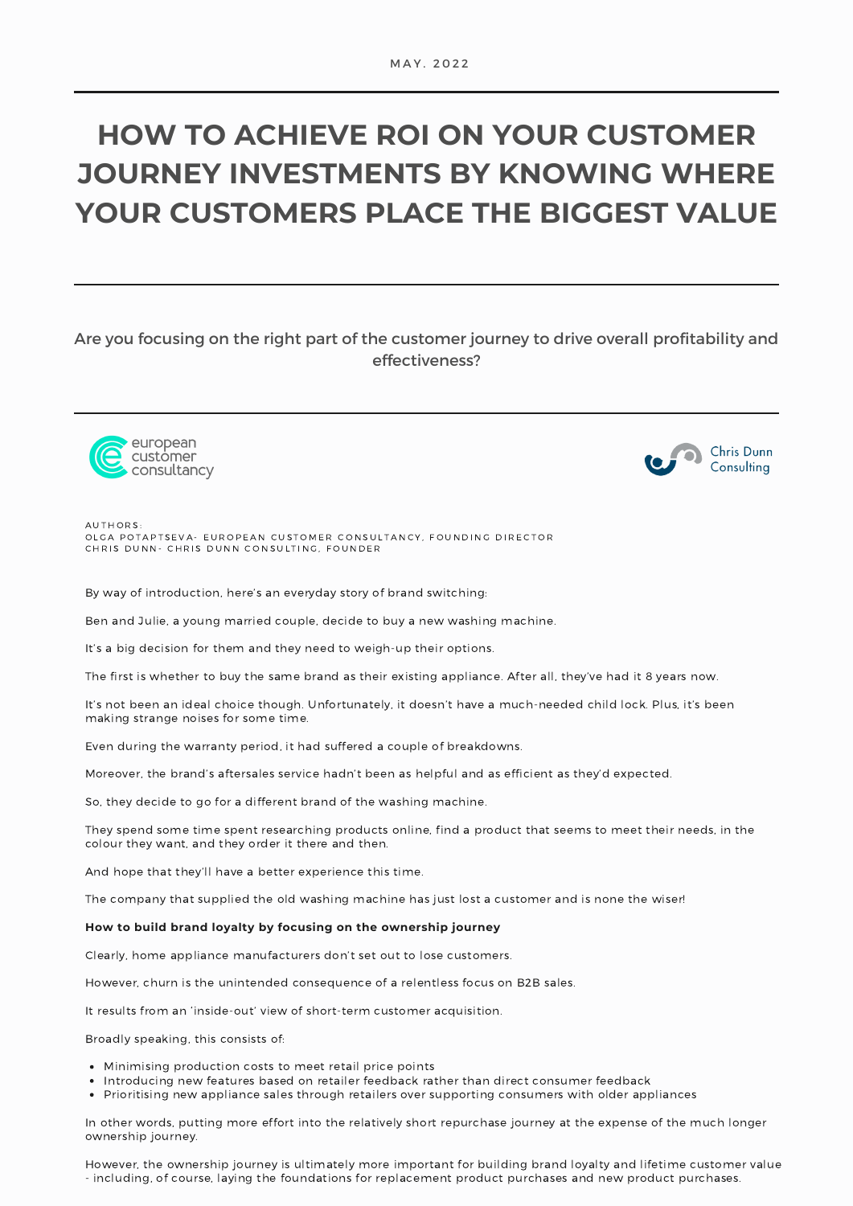MAY. 2022

# HOW TO ACHIEVE ROI ON YOUR CUSTOMER JOURNEY INVESTMENTS BY KNOWING WHERE YOUR CUSTOMERS PLACE THE BIGGEST VALUE

Are you focusing on the right part of the customer journey to drive overall profitability and effectiveness?

european customer consultancy

Chris Dunn Consulting

AUTHORS:
OLGA POTAPTSEVA- EUROPEAN CUSTOMER CONSULTANCY, FOUNDING DIRECTOR
CHRIS DUNN- CHRIS DUNN CONSULTING, FOUNDER

By way of introduction, here's an everyday story of brand switching:

Ben and Julie, a young married couple, decide to buy a new washing machine.

It's a big decision for them and they need to weigh-up their options.

The first is whether to buy the same brand as their existing appliance. After all, they've had it 8 years now.

It's not been an ideal choice though. Unfortunately, it doesn't have a much-needed child lock. Plus, it's been making strange noises for some time.

Even during the warranty period, it had suffered a couple of breakdowns.

Moreover, the brand's aftersales service hadn't been as helpful and as efficient as they'd expected.

So, they decide to go for a different brand of the washing machine.

They spend some time spent researching products online, find a product that seems to meet their needs, in the colour they want, and they order it there and then.

And hope that they'll have a better experience this time.

The company that supplied the old washing machine has just lost a customer and is none the wiser!

**How to build brand loyalty by focusing on the ownership journey**

Clearly, home appliance manufacturers don't set out to lose customers.

However, churn is the unintended consequence of a relentless focus on B2B sales.

It results from an 'inside-out' view of short-term customer acquisition.

Broadly speaking, this consists of:

- Minimising production costs to meet retail price points
- Introducing new features based on retailer feedback rather than direct consumer feedback
- Prioritising new appliance sales through retailers over supporting consumers with older appliances

In other words, putting more effort into the relatively short repurchase journey at the expense of the much longer ownership journey.

However, the ownership journey is ultimately more important for building brand loyalty and lifetime customer value - including, of course, laying the foundations for replacement product purchases and new product purchases.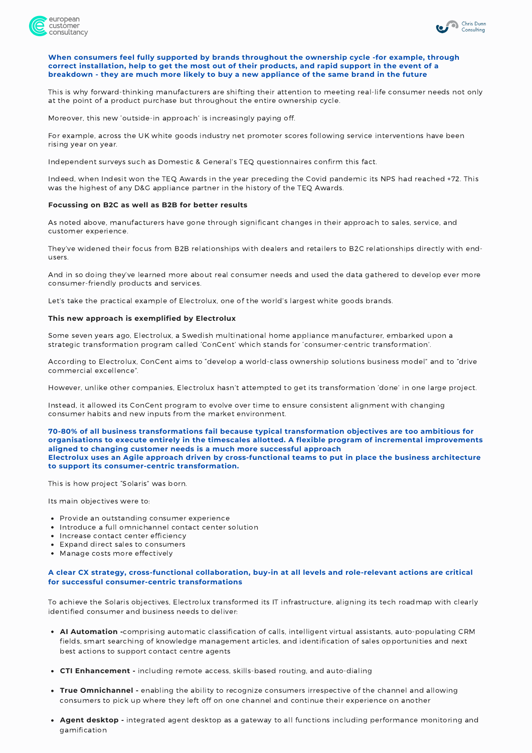**When consumers feel fully supported by brands throughout the ownership cycle -for example, through correct installation, help to get the most out of their products, and rapid support in the event of a breakdown - they are much more likely to buy a new appliance of the same brand in the future**

This is why forward-thinking manufacturers are shifting their attention to meeting real-life consumer needs not only at the point of a product purchase but throughout the entire ownership cycle.

Moreover, this new 'outside-in approach' is increasingly paying off.

For example, across the UK white goods industry net promoter scores following service interventions have been rising year on year.

Independent surveys such as Domestic & General's TEQ questionnaires confirm this fact.

Indeed, when Indesit won the TEQ Awards in the year preceding the Covid pandemic its NPS had reached +72. This was the highest of any D&G appliance partner in the history of the TEQ Awards.

**Focussing on B2C as well as B2B for better results**

As noted above, manufacturers have gone through significant changes in their approach to sales, service, and customer experience.

They've widened their focus from B2B relationships with dealers and retailers to B2C relationships directly with end-users.

And in so doing they've learned more about real consumer needs and used the data gathered to develop ever more consumer-friendly products and services.

Let's take the practical example of Electrolux, one of the world's largest white goods brands.

**This new approach is exemplified by Electrolux**

Some seven years ago, Electrolux, a Swedish multinational home appliance manufacturer, embarked upon a strategic transformation program called 'ConCent' which stands for 'consumer-centric transformation'.

According to Electrolux, ConCent aims to "develop a world-class ownership solutions business model" and to "drive commercial excellence".

However, unlike other companies, Electrolux hasn't attempted to get its transformation 'done' in one large project.

Instead, it allowed its ConCent program to evolve over time to ensure consistent alignment with changing consumer habits and new inputs from the market environment.

**70-80% of all business transformations fail because typical transformation objectives are too ambitious for organisations to execute entirely in the timescales allotted. A flexible program of incremental improvements aligned to changing customer needs is a much more successful approach**
**Electrolux uses an Agile approach driven by cross-functional teams to put in place the business architecture to support its consumer-centric transformation.**

This is how project "Solaris" was born.

Its main objectives were to:

- Provide an outstanding consumer experience
- Introduce a full omnichannel contact center solution
- Increase contact center efficiency
- Expand direct sales to consumers
- Manage costs more effectively

**A clear CX strategy, cross-functional collaboration, buy-in at all levels and role-relevant actions are critical for successful consumer-centric transformations**

To achieve the Solaris objectives, Electrolux transformed its IT infrastructure, aligning its tech roadmap with clearly identified consumer and business needs to deliver:

- **AI Automation -** comprising automatic classification of calls, intelligent virtual assistants, auto-populating CRM fields, smart searching of knowledge management articles, and identification of sales opportunities and next best actions to support contact centre agents

- **CTI Enhancement -** including remote access, skills-based routing, and auto-dialing

- **True Omnichannel -** enabling the ability to recognize consumers irrespective of the channel and allowing consumers to pick up where they left off on one channel and continue their experience on another

- **Agent desktop -** integrated agent desktop as a gateway to all functions including performance monitoring and gamification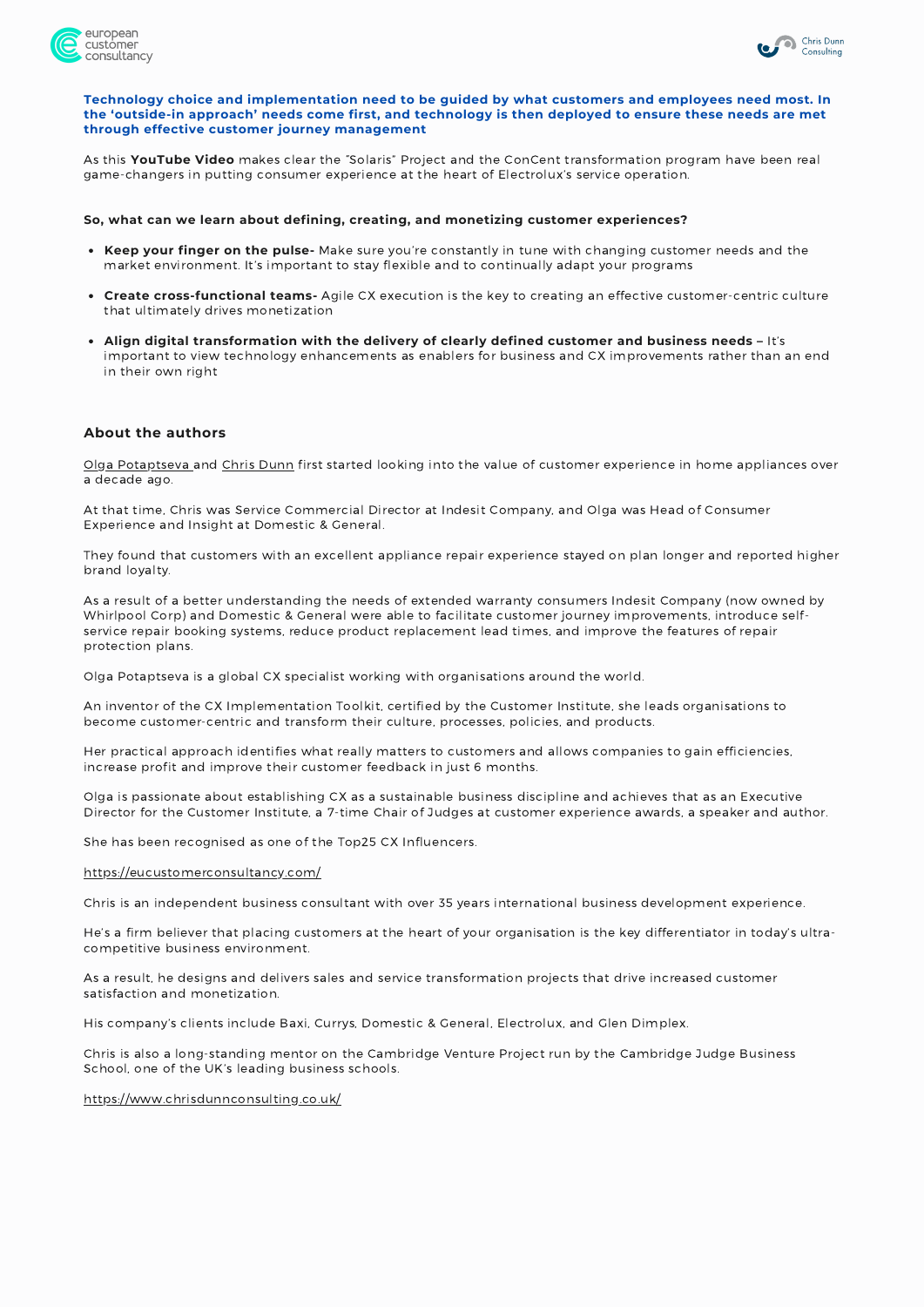**Technology choice and implementation need to be guided by what customers and employees need most. In the 'outside-in approach' needs come first, and technology is then deployed to ensure these needs are met through effective customer journey management**

As this **YouTube Video** makes clear the "Solaris" Project and the ConCent transformation program have been real game-changers in putting consumer experience at the heart of Electrolux's service operation.

**So, what can we learn about defining, creating, and monetizing customer experiences?**

- **Keep your finger on the pulse-** Make sure you're constantly in tune with changing customer needs and the market environment. It's important to stay flexible and to continually adapt your programs
- **Create cross-functional teams-** Agile CX execution is the key to creating an effective customer-centric culture that ultimately drives monetization
- **Align digital transformation with the delivery of clearly defined customer and business needs –** It's important to view technology enhancements as enablers for business and CX improvements rather than an end in their own right

## About the authors

Olga Potaptseva and Chris Dunn first started looking into the value of customer experience in home appliances over a decade ago.

At that time, Chris was Service Commercial Director at Indesit Company, and Olga was Head of Consumer Experience and Insight at Domestic & General.

They found that customers with an excellent appliance repair experience stayed on plan longer and reported higher brand loyalty.

As a result of a better understanding the needs of extended warranty consumers Indesit Company (now owned by Whirlpool Corp) and Domestic & General were able to facilitate customer journey improvements, introduce self-service repair booking systems, reduce product replacement lead times, and improve the features of repair protection plans.

Olga Potaptseva is a global CX specialist working with organisations around the world.

An inventor of the CX Implementation Toolkit, certified by the Customer Institute, she leads organisations to become customer-centric and transform their culture, processes, policies, and products.

Her practical approach identifies what really matters to customers and allows companies to gain efficiencies, increase profit and improve their customer feedback in just 6 months.

Olga is passionate about establishing CX as a sustainable business discipline and achieves that as an Executive Director for the Customer Institute, a 7-time Chair of Judges at customer experience awards, a speaker and author.

She has been recognised as one of the Top25 CX Influencers.

https://eucustomerconsultancy.com/

Chris is an independent business consultant with over 35 years international business development experience.

He's a firm believer that placing customers at the heart of your organisation is the key differentiator in today's ultra-competitive business environment.

As a result, he designs and delivers sales and service transformation projects that drive increased customer satisfaction and monetization.

His company's clients include Baxi, Currys, Domestic & General, Electrolux, and Glen Dimplex.

Chris is also a long-standing mentor on the Cambridge Venture Project run by the Cambridge Judge Business School, one of the UK's leading business schools.

https://www.chrisdunnconsulting.co.uk/